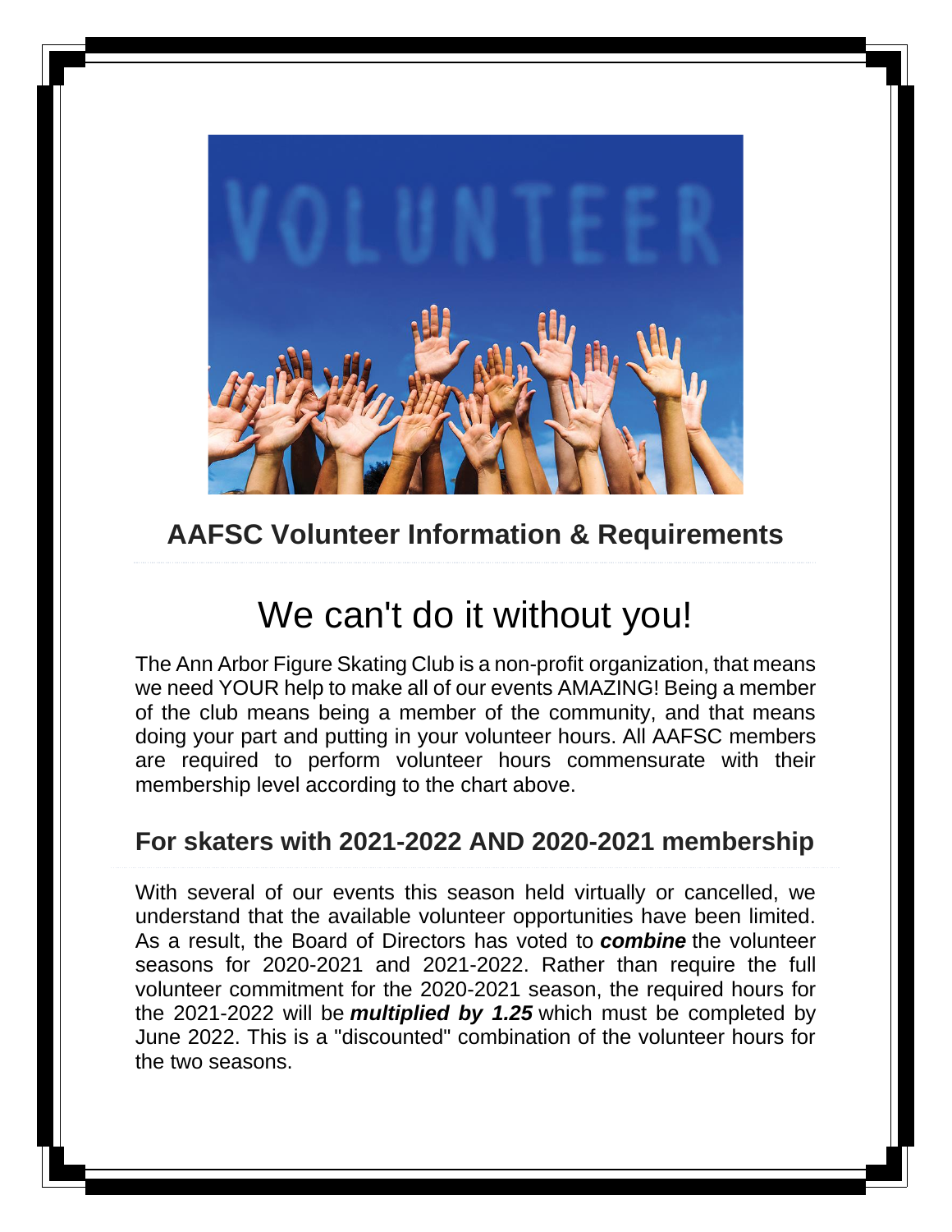## AAFSC Volunteer Information & Requirements

# We can't do it without you!

The Ann Arbor Figure Skating Club is a non-profit organization, that means we need YOUR help to make all of our events AMAZING! Being a member of the club means being a member of the community, and that means doing your part and putting in your volunteer hours. All AAFSC members are required to perform volunteer hours commensurate with their membership level according to the chart above.

## For skaters with 2021-2022 AND 2020-2021 membership

With several of our events this season held virtually or cancelled, we understand that the available volunteer opportunities have been limited. As a result, the Board of Directors has voted to ***combine*** the volunteer seasons for 2020-2021 and 2021-2022. Rather than require the full volunteer commitment for the 2020-2021 season, the required hours for the 2021-2022 will be ***multiplied by 1.25*** which must be completed by June 2022. This is a "discounted" combination of the volunteer hours for the two seasons.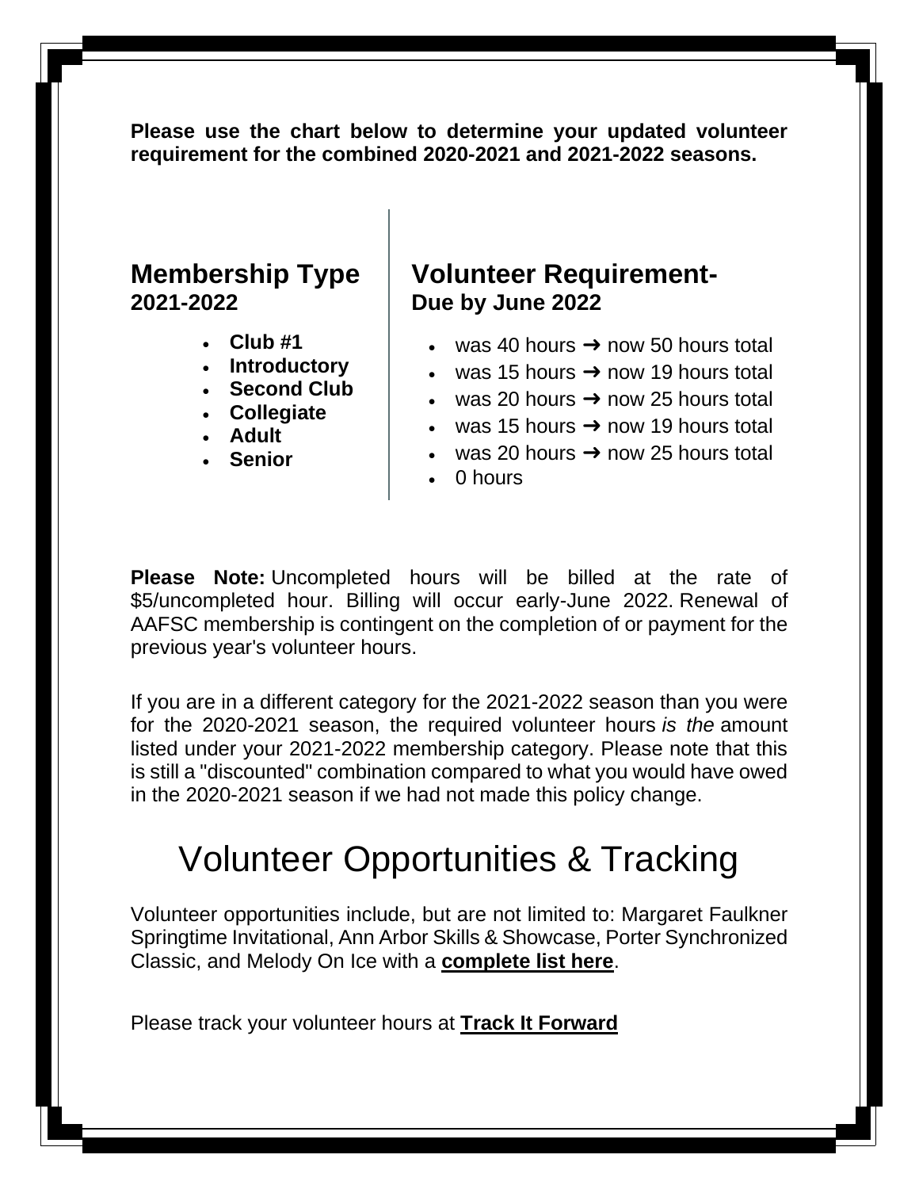**Please use the chart below to determine your updated volunteer requirement for the combined 2020-2021 and 2021-2022 seasons.**

| **Membership Type** **2021-2022** | **Volunteer Requirement-** **Due by June 2022** |
|---|---|
| **Club #1** | was 40 hours ➜ now 50 hours total |
| **Introductory** | was 15 hours ➜ now 19 hours total |
| **Second Club** | was 20 hours ➜ now 25 hours total |
| **Collegiate** | was 15 hours ➜ now 19 hours total |
| **Adult** | was 20 hours ➜ now 25 hours total |
| **Senior** | 0 hours |

**Please Note:** Uncompleted hours will be billed at the rate of $5/uncompleted hour. Billing will occur early-June 2022. Renewal of AAFSC membership is contingent on the completion of or payment for the previous year's volunteer hours.

If you are in a different category for the 2021-2022 season than you were for the 2020-2021 season, the required volunteer hours *is the* amount listed under your 2021-2022 membership category. Please note that this is still a "discounted" combination compared to what you would have owed in the 2020-2021 season if we had not made this policy change.

# Volunteer Opportunities & Tracking

Volunteer opportunities include, but are not limited to: Margaret Faulkner Springtime Invitational, Ann Arbor Skills & Showcase, Porter Synchronized Classic, and Melody On Ice with a **complete list here**.

Please track your volunteer hours at **Track It Forward**